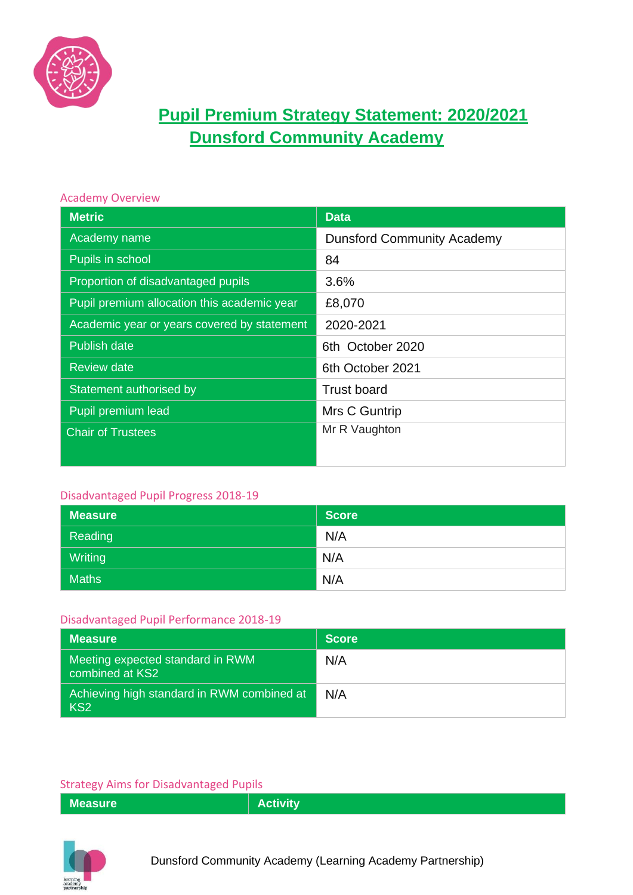# Pupil Premium Strategy Statement: 2020/2021
# Dunsford Community Academy

### Academy Overview

| Metric | Data |
|---|---|
| Academy name | Dunsford Community Academy |
| Pupils in school | 84 |
| Proportion of disadvantaged pupils | 3.6% |
| Pupil premium allocation this academic year | £8,070 |
| Academic year or years covered by statement | 2020-2021 |
| Publish date | 6th October 2020 |
| Review date | 6th October 2021 |
| Statement authorised by | Trust board |
| Pupil premium lead | Mrs C Guntrip |
| Chair of Trustees | Mr R Vaughton |

### Disadvantaged Pupil Progress 2018-19

| Measure | Score |
|---|---|
| Reading | N/A |
| Writing | N/A |
| Maths | N/A |

### Disadvantaged Pupil Performance 2018-19

| Measure | Score |
|---|---|
| Meeting expected standard in RWM combined at KS2 | N/A |
| Achieving high standard in RWM combined at KS2 | N/A |

### Strategy Aims for Disadvantaged Pupils

| Measure | Activity |
|---|---|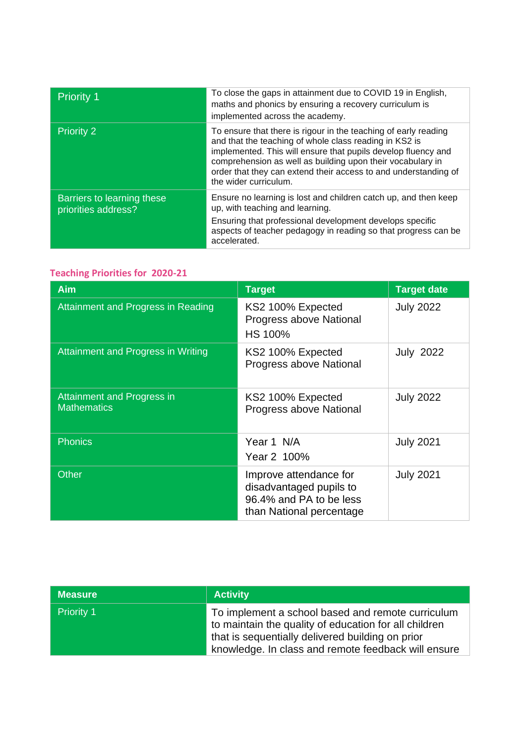| | |
|---|---|
| Priority 1 | To close the gaps in attainment due to COVID 19 in English, maths and phonics by ensuring a recovery curriculum is implemented across the academy. |
| Priority 2 | To ensure that there is rigour in the teaching of early reading and that the teaching of whole class reading in KS2 is implemented. This will ensure that pupils develop fluency and comprehension as well as building upon their vocabulary in order that they can extend their access to and understanding of the wider curriculum. |
| Barriers to learning these priorities address? | Ensure no learning is lost and children catch up, and then keep up, with teaching and learning.<br>Ensuring that professional development develops specific aspects of teacher pedagogy in reading so that progress can be accelerated. |

## Teaching Priorities for 2020-21

| Aim | Target | Target date |
|---|---|---|
| Attainment and Progress in Reading | KS2 100% Expected Progress above National<br>HS 100% | July 2022 |
| Attainment and Progress in Writing | KS2 100% Expected Progress above National | July 2022 |
| Attainment and Progress in Mathematics | KS2 100% Expected Progress above National | July 2022 |
| Phonics | Year 1 N/A<br>Year 2 100% | July 2021 |
| Other | Improve attendance for disadvantaged pupils to 96.4% and PA to be less than National percentage | July 2021 |

| Measure | Activity |
|---|---|
| Priority 1 | To implement a school based and remote curriculum to maintain the quality of education for all children that is sequentially delivered building on prior knowledge. In class and remote feedback will ensure |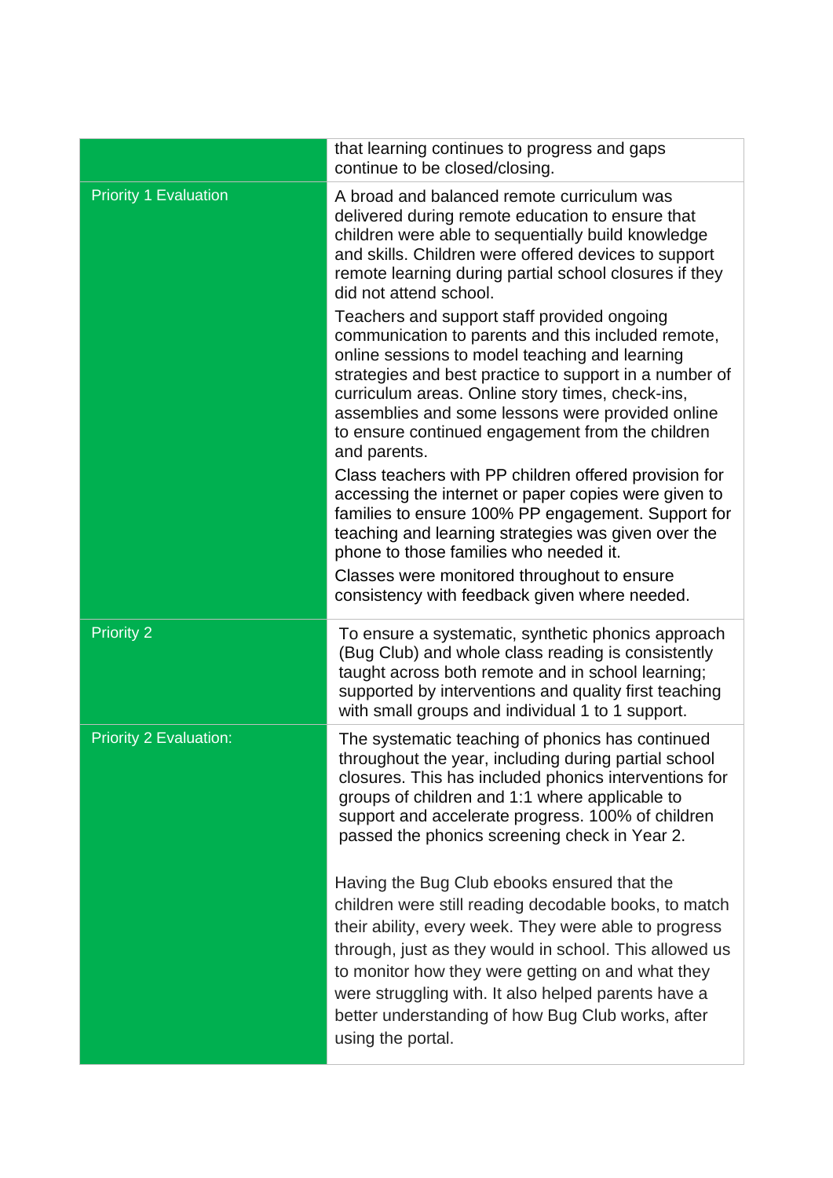| | |
|---|---|
| | that learning continues to progress and gaps continue to be closed/closing. |
| Priority 1 Evaluation | A broad and balanced remote curriculum was delivered during remote education to ensure that children were able to sequentially build knowledge and skills. Children were offered devices to support remote learning during partial school closures if they did not attend school.<br><br>Teachers and support staff provided ongoing communication to parents and this included remote, online sessions to model teaching and learning strategies and best practice to support in a number of curriculum areas. Online story times, check-ins, assemblies and some lessons were provided online to ensure continued engagement from the children and parents.<br><br>Class teachers with PP children offered provision for accessing the internet or paper copies were given to families to ensure 100% PP engagement. Support for teaching and learning strategies was given over the phone to those families who needed it.<br><br>Classes were monitored throughout to ensure consistency with feedback given where needed. |
| Priority 2 | To ensure a systematic, synthetic phonics approach (Bug Club) and whole class reading is consistently taught across both remote and in school learning; supported by interventions and quality first teaching with small groups and individual 1 to 1 support. |
| Priority 2 Evaluation: | The systematic teaching of phonics has continued throughout the year, including during partial school closures. This has included phonics interventions for groups of children and 1:1 where applicable to support and accelerate progress. 100% of children passed the phonics screening check in Year 2.<br><br>Having the Bug Club ebooks ensured that the children were still reading decodable books, to match their ability, every week. They were able to progress through, just as they would in school. This allowed us to monitor how they were getting on and what they were struggling with. It also helped parents have a better understanding of how Bug Club works, after using the portal. |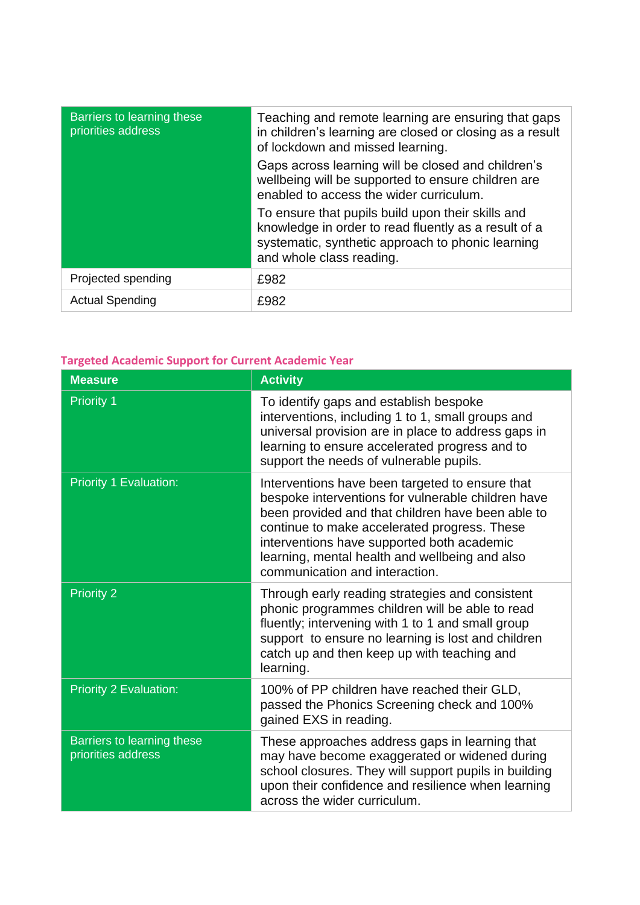| | |
|---|---|
| Barriers to learning these priorities address | Teaching and remote learning are ensuring that gaps in children's learning are closed or closing as a result of lockdown and missed learning.<br>Gaps across learning will be closed and children's wellbeing will be supported to ensure children are enabled to access the wider curriculum.<br>To ensure that pupils build upon their skills and knowledge in order to read fluently as a result of a systematic, synthetic approach to phonic learning and whole class reading. |
| Projected spending | £982 |
| Actual Spending | £982 |

## Targeted Academic Support for Current Academic Year

| Measure | Activity |
|---|---|
| Priority 1 | To identify gaps and establish bespoke interventions, including 1 to 1, small groups and universal provision are in place to address gaps in learning to ensure accelerated progress and to support the needs of vulnerable pupils. |
| Priority 1 Evaluation: | Interventions have been targeted to ensure that bespoke interventions for vulnerable children have been provided and that children have been able to continue to make accelerated progress. These interventions have supported both academic learning, mental health and wellbeing and also communication and interaction. |
| Priority 2 | Through early reading strategies and consistent phonic programmes children will be able to read fluently; intervening with 1 to 1 and small group support to ensure no learning is lost and children catch up and then keep up with teaching and learning. |
| Priority 2 Evaluation: | 100% of PP children have reached their GLD, passed the Phonics Screening check and 100% gained EXS in reading. |
| Barriers to learning these priorities address | These approaches address gaps in learning that may have become exaggerated or widened during school closures. They will support pupils in building upon their confidence and resilience when learning across the wider curriculum. |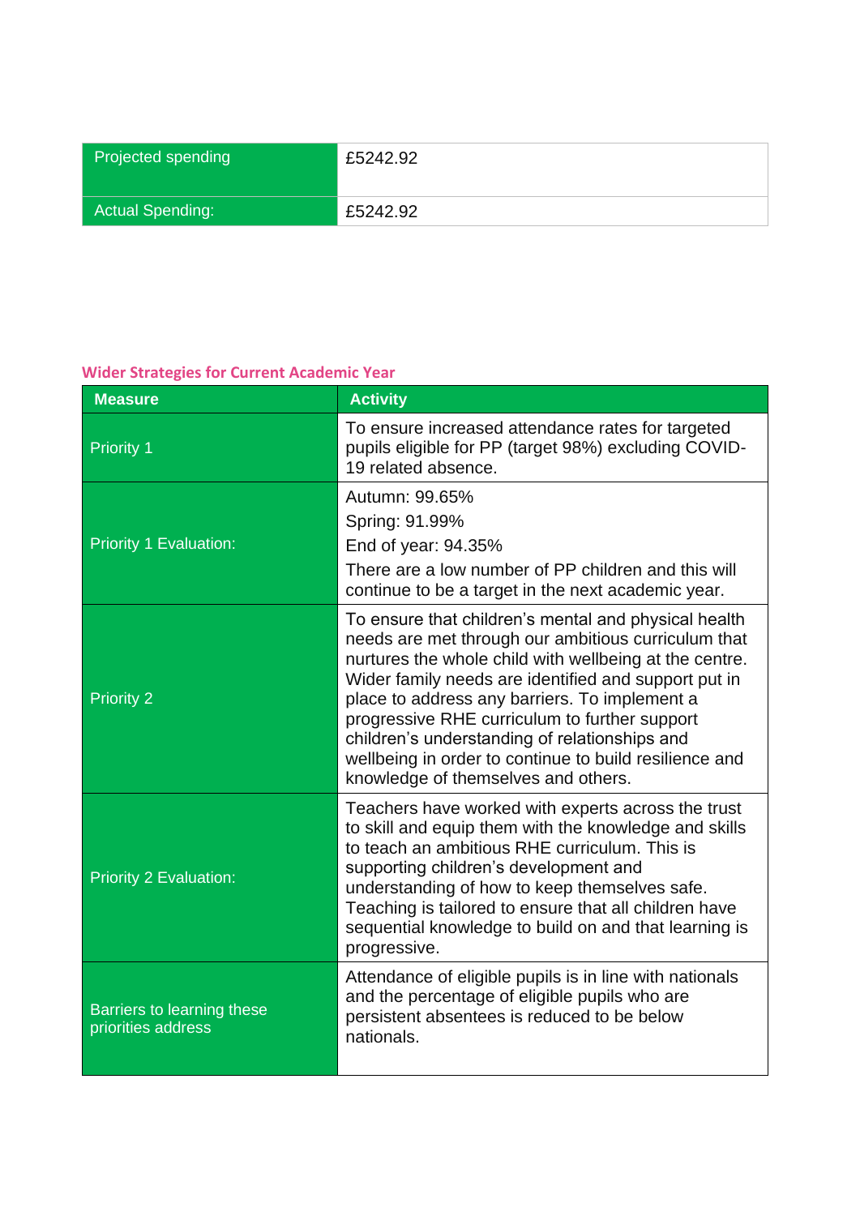| Projected spending | £5242.92 |
| --- | --- |
| Actual Spending: | £5242.92 |

## Wider Strategies for Current Academic Year

| Measure | Activity |
| --- | --- |
| Priority 1 | To ensure increased attendance rates for targeted pupils eligible for PP (target 98%) excluding COVID-19 related absence. |
| Priority 1 Evaluation: | Autumn: 99.65%<br>Spring: 91.99%<br>End of year: 94.35%<br>There are a low number of PP children and this will continue to be a target in the next academic year. |
| Priority 2 | To ensure that children's mental and physical health needs are met through our ambitious curriculum that nurtures the whole child with wellbeing at the centre. Wider family needs are identified and support put in place to address any barriers. To implement a progressive RHE curriculum to further support children's understanding of relationships and wellbeing in order to continue to build resilience and knowledge of themselves and others. |
| Priority 2 Evaluation: | Teachers have worked with experts across the trust to skill and equip them with the knowledge and skills to teach an ambitious RHE curriculum. This is supporting children's development and understanding of how to keep themselves safe. Teaching is tailored to ensure that all children have sequential knowledge to build on and that learning is progressive. |
| Barriers to learning these priorities address | Attendance of eligible pupils is in line with nationals and the percentage of eligible pupils who are persistent absentees is reduced to be below nationals. |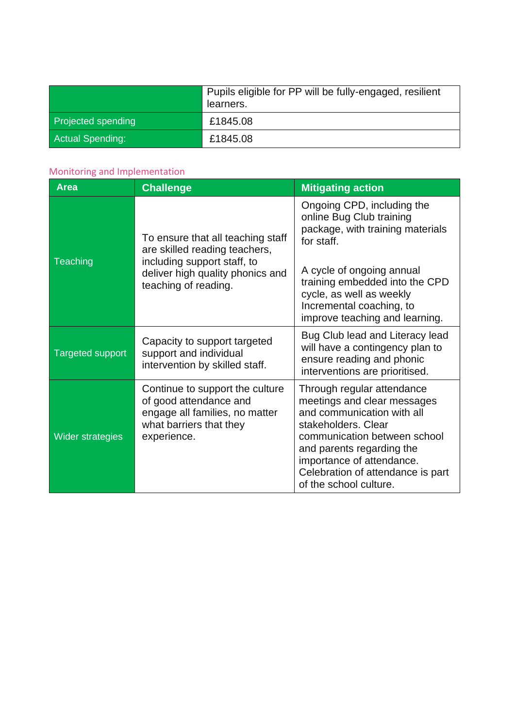| | |
|---|---|
| | Pupils eligible for PP will be fully-engaged, resilient learners. |
| Projected spending | £1845.08 |
| Actual Spending: | £1845.08 |

## Monitoring and Implementation

| Area | Challenge | Mitigating action |
|---|---|---|
| Teaching | To ensure that all teaching staff are skilled reading teachers, including support staff, to deliver high quality phonics and teaching of reading. | Ongoing CPD, including the online Bug Club training package, with training materials for staff.<br><br>A cycle of ongoing annual training embedded into the CPD cycle, as well as weekly Incremental coaching, to improve teaching and learning. |
| Targeted support | Capacity to support targeted support and individual intervention by skilled staff. | Bug Club lead and Literacy lead will have a contingency plan to ensure reading and phonic interventions are prioritised. |
| Wider strategies | Continue to support the culture of good attendance and engage all families, no matter what barriers that they experience. | Through regular attendance meetings and clear messages and communication with all stakeholders. Clear communication between school and parents regarding the importance of attendance. Celebration of attendance is part of the school culture. |